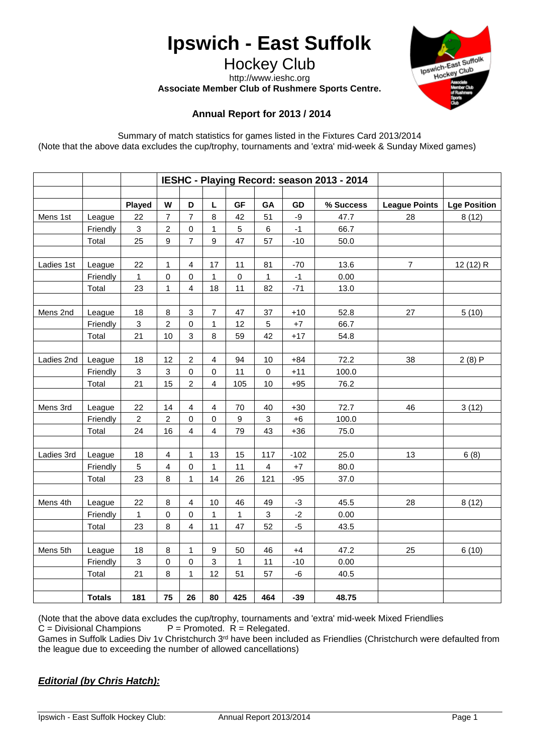# Ipswich - East Suffolk

## Hockey Club

http://www.ieshc.org

**Associate Member Club of Rushmere Sports Centre.**

### Annual Report for 2013 / 2014

Summary of match statistics for games listed in the Fixtures Card 2013/2014
(Note that the above data excludes the cup/trophy, tournaments and 'extra' mid-week & Sunday Mixed games)

| | | **IESHC - Playing Record: season 2013 - 2014** | | | | | | | | | | |
|---|---|---|---|---|---|---|---|---|---|---|---|---|
| | | **Played** | **W** | **D** | **L** | **GF** | **GA** | **GD** | **% Success** | **League Points** | **Lge Position** |
| Mens 1st | League | 22 | 7 | 7 | 8 | 42 | 51 | -9 | 47.7 | 28 | 8 (12) |
| | Friendly | 3 | 2 | 0 | 1 | 5 | 6 | -1 | 66.7 | | |
| | Total | 25 | 9 | 7 | 9 | 47 | 57 | -10 | 50.0 | | |
| | | | | | | | | | | | |
| Ladies 1st | League | 22 | 1 | 4 | 17 | 11 | 81 | -70 | 13.6 | 7 | 12 (12) R |
| | Friendly | 1 | 0 | 0 | 1 | 0 | 1 | -1 | 0.00 | | |
| | Total | 23 | 1 | 4 | 18 | 11 | 82 | -71 | 13.0 | | |
| | | | | | | | | | | | |
| Mens 2nd | League | 18 | 8 | 3 | 7 | 47 | 37 | +10 | 52.8 | 27 | 5 (10) |
| | Friendly | 3 | 2 | 0 | 1 | 12 | 5 | +7 | 66.7 | | |
| | Total | 21 | 10 | 3 | 8 | 59 | 42 | +17 | 54.8 | | |
| | | | | | | | | | | | |
| Ladies 2nd | League | 18 | 12 | 2 | 4 | 94 | 10 | +84 | 72.2 | 38 | 2 (8) P |
| | Friendly | 3 | 3 | 0 | 0 | 11 | 0 | +11 | 100.0 | | |
| | Total | 21 | 15 | 2 | 4 | 105 | 10 | +95 | 76.2 | | |
| | | | | | | | | | | | |
| Mens 3rd | League | 22 | 14 | 4 | 4 | 70 | 40 | +30 | 72.7 | 46 | 3 (12) |
| | Friendly | 2 | 2 | 0 | 0 | 9 | 3 | +6 | 100.0 | | |
| | Total | 24 | 16 | 4 | 4 | 79 | 43 | +36 | 75.0 | | |
| | | | | | | | | | | | |
| Ladies 3rd | League | 18 | 4 | 1 | 13 | 15 | 117 | -102 | 25.0 | 13 | 6 (8) |
| | Friendly | 5 | 4 | 0 | 1 | 11 | 4 | +7 | 80.0 | | |
| | Total | 23 | 8 | 1 | 14 | 26 | 121 | -95 | 37.0 | | |
| | | | | | | | | | | | |
| Mens 4th | League | 22 | 8 | 4 | 10 | 46 | 49 | -3 | 45.5 | 28 | 8 (12) |
| | Friendly | 1 | 0 | 0 | 1 | 1 | 3 | -2 | 0.00 | | |
| | Total | 23 | 8 | 4 | 11 | 47 | 52 | -5 | 43.5 | | |
| | | | | | | | | | | | |
| Mens 5th | League | 18 | 8 | 1 | 9 | 50 | 46 | +4 | 47.2 | 25 | 6 (10) |
| | Friendly | 3 | 0 | 0 | 3 | 1 | 11 | -10 | 0.00 | | |
| | Total | 21 | 8 | 1 | 12 | 51 | 57 | -6 | 40.5 | | |
| | | | | | | | | | | | |
| | **Totals** | **181** | **75** | **26** | **80** | **425** | **464** | **-39** | **48.75** | | |

(Note that the above data excludes the cup/trophy, tournaments and 'extra' mid-week Mixed Friendlies
C = Divisional Champions P = Promoted. R = Relegated.
Games in Suffolk Ladies Div 1v Christchurch 3rd have been included as Friendlies (Christchurch were defaulted from the league due to exceeding the number of allowed cancellations)

***Editorial (by Chris Hatch):***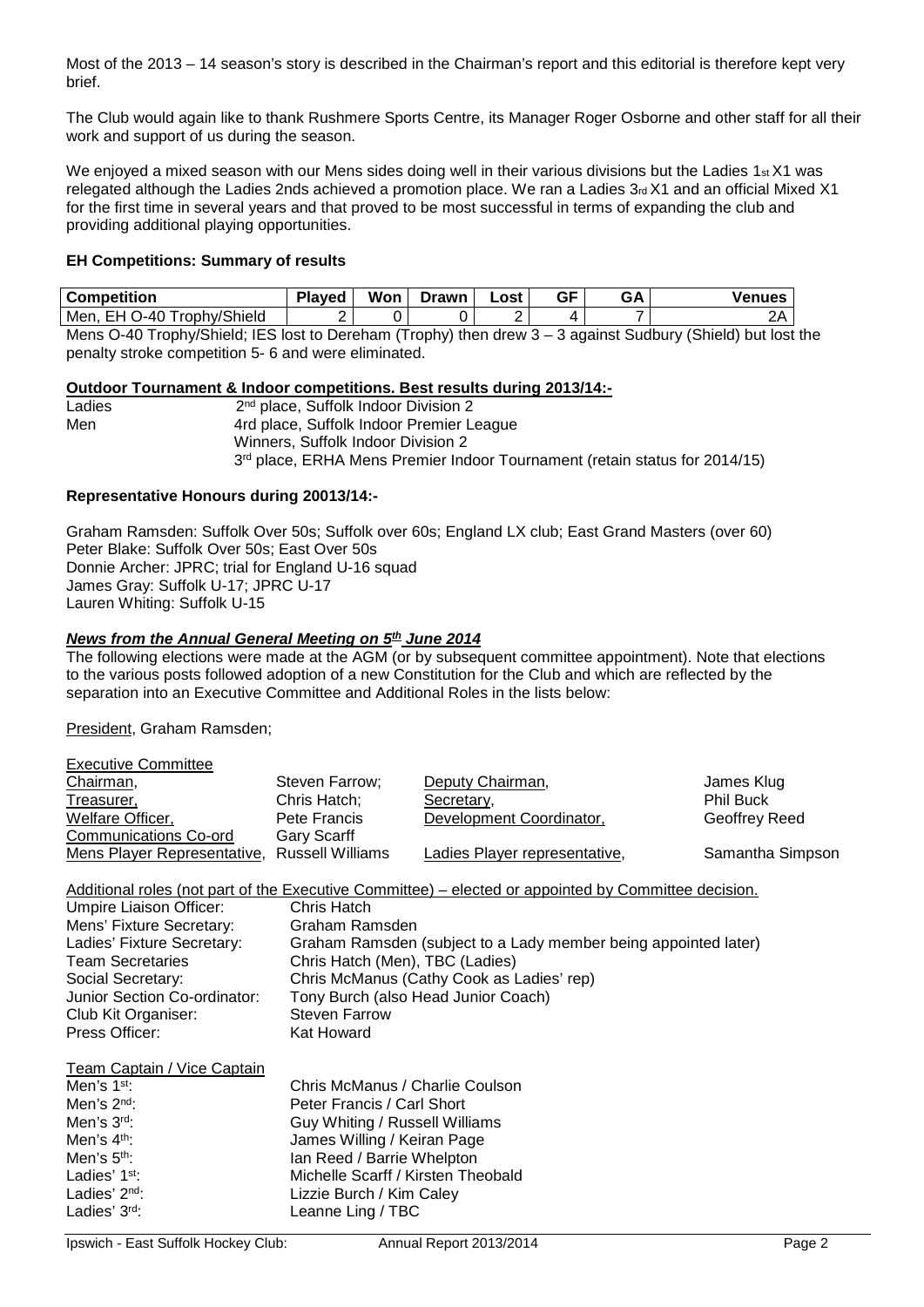Most of the 2013 – 14 season's story is described in the Chairman's report and this editorial is therefore kept very brief.

The Club would again like to thank Rushmere Sports Centre, its Manager Roger Osborne and other staff for all their work and support of us during the season.

We enjoyed a mixed season with our Mens sides doing well in their various divisions but the Ladies 1st X1 was relegated although the Ladies 2nds achieved a promotion place. We ran a Ladies 3rd X1 and an official Mixed X1 for the first time in several years and that proved to be most successful in terms of expanding the club and providing additional playing opportunities.

**EH Competitions: Summary of results**

| Competition | Played | Won | Drawn | Lost | GF | GA | Venues |
|---|---|---|---|---|---|---|---|
| Men, EH O-40 Trophy/Shield | 2 | 0 | 0 | 2 | 4 | 7 | 2A |

Mens O-40 Trophy/Shield; IES lost to Dereham (Trophy) then drew 3 – 3 against Sudbury (Shield) but lost the penalty stroke competition 5- 6 and were eliminated.

**Outdoor Tournament & Indoor competitions. Best results during 2013/14:-**

Ladies — 2nd place, Suffolk Indoor Division 2

Men — 4rd place, Suffolk Indoor Premier League
Winners, Suffolk Indoor Division 2
3rd place, ERHA Mens Premier Indoor Tournament (retain status for 2014/15)

**Representative Honours during 20013/14:-**

Graham Ramsden: Suffolk Over 50s; Suffolk over 60s; England LX club; East Grand Masters (over 60)
Peter Blake: Suffolk Over 50s; East Over 50s
Donnie Archer: JPRC; trial for England U-16 squad
James Gray: Suffolk U-17; JPRC U-17
Lauren Whiting: Suffolk U-15

***News from the Annual General Meeting on 5th June 2014***

The following elections were made at the AGM (or by subsequent committee appointment). Note that elections to the various posts followed adoption of a new Constitution for the Club and which are reflected by the separation into an Executive Committee and Additional Roles in the lists below:

President, Graham Ramsden;

Executive Committee

| | | | |
|---|---|---|---|
| Chairman, | Steven Farrow; | Deputy Chairman, | James Klug |
| Treasurer, | Chris Hatch; | Secretary, | Phil Buck |
| Welfare Officer, | Pete Francis | Development Coordinator, | Geoffrey Reed |
| Communications Co-ord | Gary Scarff | | |
| Mens Player Representative, | Russell Williams | Ladies Player representative, | Samantha Simpson |

Additional roles (not part of the Executive Committee) – elected or appointed by Committee decision.

| | |
|---|---|
| Umpire Liaison Officer: | Chris Hatch |
| Mens' Fixture Secretary: | Graham Ramsden |
| Ladies' Fixture Secretary: | Graham Ramsden (subject to a Lady member being appointed later) |
| Team Secretaries | Chris Hatch (Men), TBC (Ladies) |
| Social Secretary: | Chris McManus (Cathy Cook as Ladies' rep) |
| Junior Section Co-ordinator: | Tony Burch (also Head Junior Coach) |
| Club Kit Organiser: | Steven Farrow |
| Press Officer: | Kat Howard |

Team Captain / Vice Captain

| | |
|---|---|
| Men's 1st: | Chris McManus / Charlie Coulson |
| Men's 2nd: | Peter Francis / Carl Short |
| Men's 3rd: | Guy Whiting / Russell Williams |
| Men's 4th: | James Willing / Keiran Page |
| Men's 5th: | Ian Reed / Barrie Whelpton |
| Ladies' 1st: | Michelle Scarff / Kirsten Theobald |
| Ladies' 2nd: | Lizzie Burch / Kim Caley |
| Ladies' 3rd: | Leanne Ling / TBC |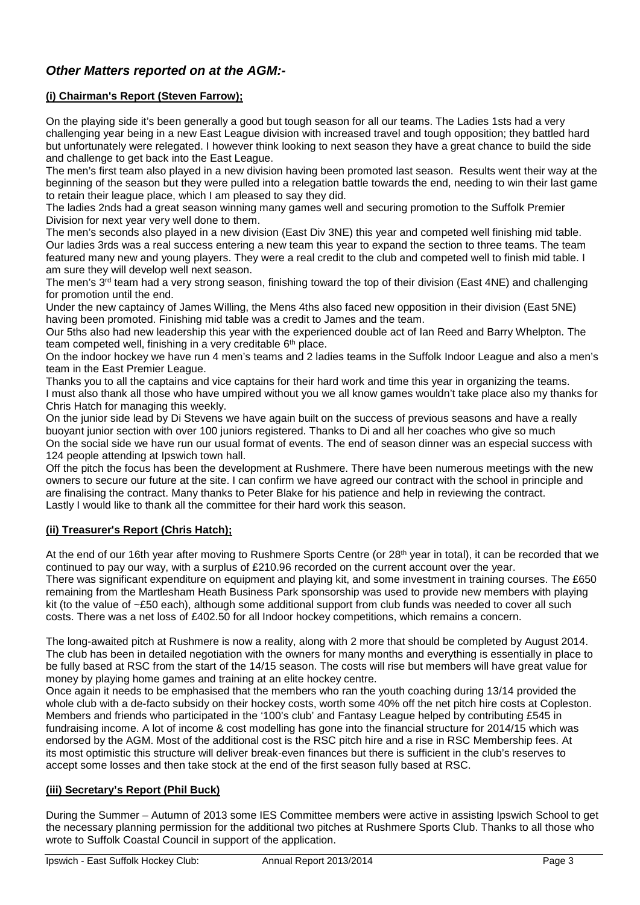## *Other Matters reported on at the AGM:-*

### (i) Chairman's Report (Steven Farrow);

On the playing side it's been generally a good but tough season for all our teams. The Ladies 1sts had a very challenging year being in a new East League division with increased travel and tough opposition; they battled hard but unfortunately were relegated. I however think looking to next season they have a great chance to build the side and challenge to get back into the East League.

The men's first team also played in a new division having been promoted last season. Results went their way at the beginning of the season but they were pulled into a relegation battle towards the end, needing to win their last game to retain their league place, which I am pleased to say they did.

The ladies 2nds had a great season winning many games well and securing promotion to the Suffolk Premier Division for next year very well done to them.

The men's seconds also played in a new division (East Div 3NE) this year and competed well finishing mid table.

Our ladies 3rds was a real success entering a new team this year to expand the section to three teams. The team featured many new and young players. They were a real credit to the club and competed well to finish mid table. I am sure they will develop well next season.

The men's 3rd team had a very strong season, finishing toward the top of their division (East 4NE) and challenging for promotion until the end.

Under the new captaincy of James Willing, the Mens 4ths also faced new opposition in their division (East 5NE) having been promoted. Finishing mid table was a credit to James and the team.

Our 5ths also had new leadership this year with the experienced double act of Ian Reed and Barry Whelpton. The team competed well, finishing in a very creditable 6th place.

On the indoor hockey we have run 4 men's teams and 2 ladies teams in the Suffolk Indoor League and also a men's team in the East Premier League.

Thanks you to all the captains and vice captains for their hard work and time this year in organizing the teams.

I must also thank all those who have umpired without you we all know games wouldn't take place also my thanks for Chris Hatch for managing this weekly.

On the junior side lead by Di Stevens we have again built on the success of previous seasons and have a really buoyant junior section with over 100 juniors registered. Thanks to Di and all her coaches who give so much

On the social side we have run our usual format of events. The end of season dinner was an especial success with 124 people attending at Ipswich town hall.

Off the pitch the focus has been the development at Rushmere. There have been numerous meetings with the new owners to secure our future at the site. I can confirm we have agreed our contract with the school in principle and are finalising the contract. Many thanks to Peter Blake for his patience and help in reviewing the contract.

Lastly I would like to thank all the committee for their hard work this season.

### (ii) Treasurer's Report (Chris Hatch);

At the end of our 16th year after moving to Rushmere Sports Centre (or 28th year in total), it can be recorded that we continued to pay our way, with a surplus of £210.96 recorded on the current account over the year.

There was significant expenditure on equipment and playing kit, and some investment in training courses. The £650 remaining from the Martlesham Heath Business Park sponsorship was used to provide new members with playing kit (to the value of ~£50 each), although some additional support from club funds was needed to cover all such costs. There was a net loss of £402.50 for all Indoor hockey competitions, which remains a concern.

The long-awaited pitch at Rushmere is now a reality, along with 2 more that should be completed by August 2014. The club has been in detailed negotiation with the owners for many months and everything is essentially in place to be fully based at RSC from the start of the 14/15 season. The costs will rise but members will have great value for money by playing home games and training at an elite hockey centre.

Once again it needs to be emphasised that the members who ran the youth coaching during 13/14 provided the whole club with a de-facto subsidy on their hockey costs, worth some 40% off the net pitch hire costs at Copleston. Members and friends who participated in the '100's club' and Fantasy League helped by contributing £545 in fundraising income. A lot of income & cost modelling has gone into the financial structure for 2014/15 which was endorsed by the AGM. Most of the additional cost is the RSC pitch hire and a rise in RSC Membership fees. At its most optimistic this structure will deliver break-even finances but there is sufficient in the club's reserves to accept some losses and then take stock at the end of the first season fully based at RSC.

### (iii) Secretary's Report (Phil Buck)

During the Summer – Autumn of 2013 some IES Committee members were active in assisting Ipswich School to get the necessary planning permission for the additional two pitches at Rushmere Sports Club. Thanks to all those who wrote to Suffolk Coastal Council in support of the application.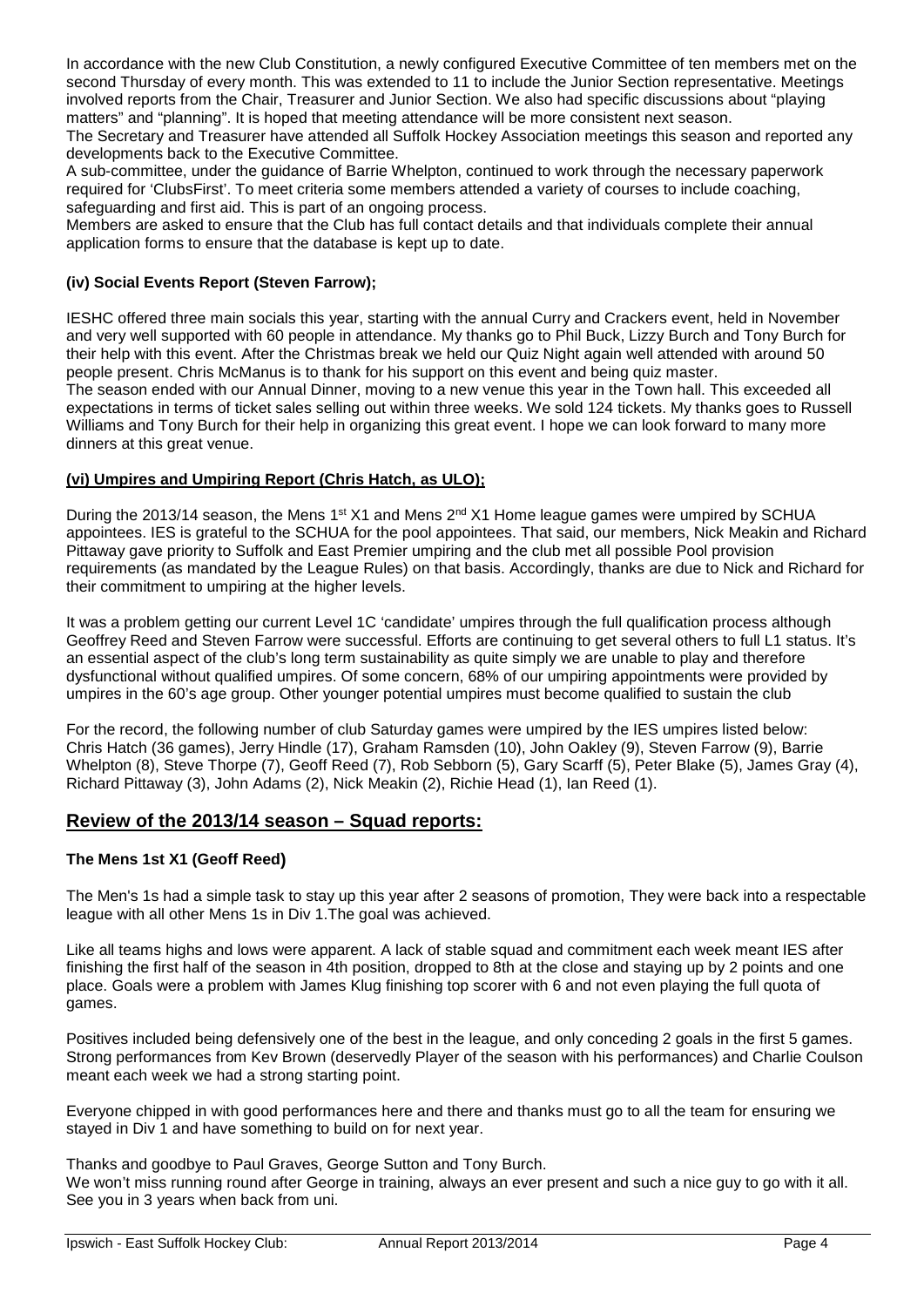In accordance with the new Club Constitution, a newly configured Executive Committee of ten members met on the second Thursday of every month. This was extended to 11 to include the Junior Section representative. Meetings involved reports from the Chair, Treasurer and Junior Section. We also had specific discussions about "playing matters" and "planning". It is hoped that meeting attendance will be more consistent next season.
The Secretary and Treasurer have attended all Suffolk Hockey Association meetings this season and reported any developments back to the Executive Committee.
A sub-committee, under the guidance of Barrie Whelpton, continued to work through the necessary paperwork required for 'ClubsFirst'. To meet criteria some members attended a variety of courses to include coaching, safeguarding and first aid. This is part of an ongoing process.
Members are asked to ensure that the Club has full contact details and that individuals complete their annual application forms to ensure that the database is kept up to date.

#### (iv) Social Events Report (Steven Farrow);

IESHC offered three main socials this year, starting with the annual Curry and Crackers event, held in November and very well supported with 60 people in attendance. My thanks go to Phil Buck, Lizzy Burch and Tony Burch for their help with this event. After the Christmas break we held our Quiz Night again well attended with around 50 people present. Chris McManus is to thank for his support on this event and being quiz master.
The season ended with our Annual Dinner, moving to a new venue this year in the Town hall. This exceeded all expectations in terms of ticket sales selling out within three weeks. We sold 124 tickets. My thanks goes to Russell Williams and Tony Burch for their help in organizing this great event. I hope we can look forward to many more dinners at this great venue.

#### (vi) Umpires and Umpiring Report (Chris Hatch, as ULO);

During the 2013/14 season, the Mens 1st X1 and Mens 2nd X1 Home league games were umpired by SCHUA appointees. IES is grateful to the SCHUA for the pool appointees. That said, our members, Nick Meakin and Richard Pittaway gave priority to Suffolk and East Premier umpiring and the club met all possible Pool provision requirements (as mandated by the League Rules) on that basis. Accordingly, thanks are due to Nick and Richard for their commitment to umpiring at the higher levels.

It was a problem getting our current Level 1C 'candidate' umpires through the full qualification process although Geoffrey Reed and Steven Farrow were successful. Efforts are continuing to get several others to full L1 status. It's an essential aspect of the club's long term sustainability as quite simply we are unable to play and therefore dysfunctional without qualified umpires. Of some concern, 68% of our umpiring appointments were provided by umpires in the 60's age group. Other younger potential umpires must become qualified to sustain the club

For the record, the following number of club Saturday games were umpired by the IES umpires listed below: Chris Hatch (36 games), Jerry Hindle (17), Graham Ramsden (10), John Oakley (9), Steven Farrow (9), Barrie Whelpton (8), Steve Thorpe (7), Geoff Reed (7), Rob Sebborn (5), Gary Scarff (5), Peter Blake (5), James Gray (4), Richard Pittaway (3), John Adams (2), Nick Meakin (2), Richie Head (1), Ian Reed (1).

## Review of the 2013/14 season – Squad reports:

#### The Mens 1st X1 (Geoff Reed)

The Men's 1s had a simple task to stay up this year after 2 seasons of promotion, They were back into a respectable league with all other Mens 1s in Div 1.The goal was achieved.

Like all teams highs and lows were apparent. A lack of stable squad and commitment each week meant IES after finishing the first half of the season in 4th position, dropped to 8th at the close and staying up by 2 points and one place. Goals were a problem with James Klug finishing top scorer with 6 and not even playing the full quota of games.

Positives included being defensively one of the best in the league, and only conceding 2 goals in the first 5 games. Strong performances from Kev Brown (deservedly Player of the season with his performances) and Charlie Coulson meant each week we had a strong starting point.

Everyone chipped in with good performances here and there and thanks must go to all the team for ensuring we stayed in Div 1 and have something to build on for next year.

Thanks and goodbye to Paul Graves, George Sutton and Tony Burch.
We won't miss running round after George in training, always an ever present and such a nice guy to go with it all. See you in 3 years when back from uni.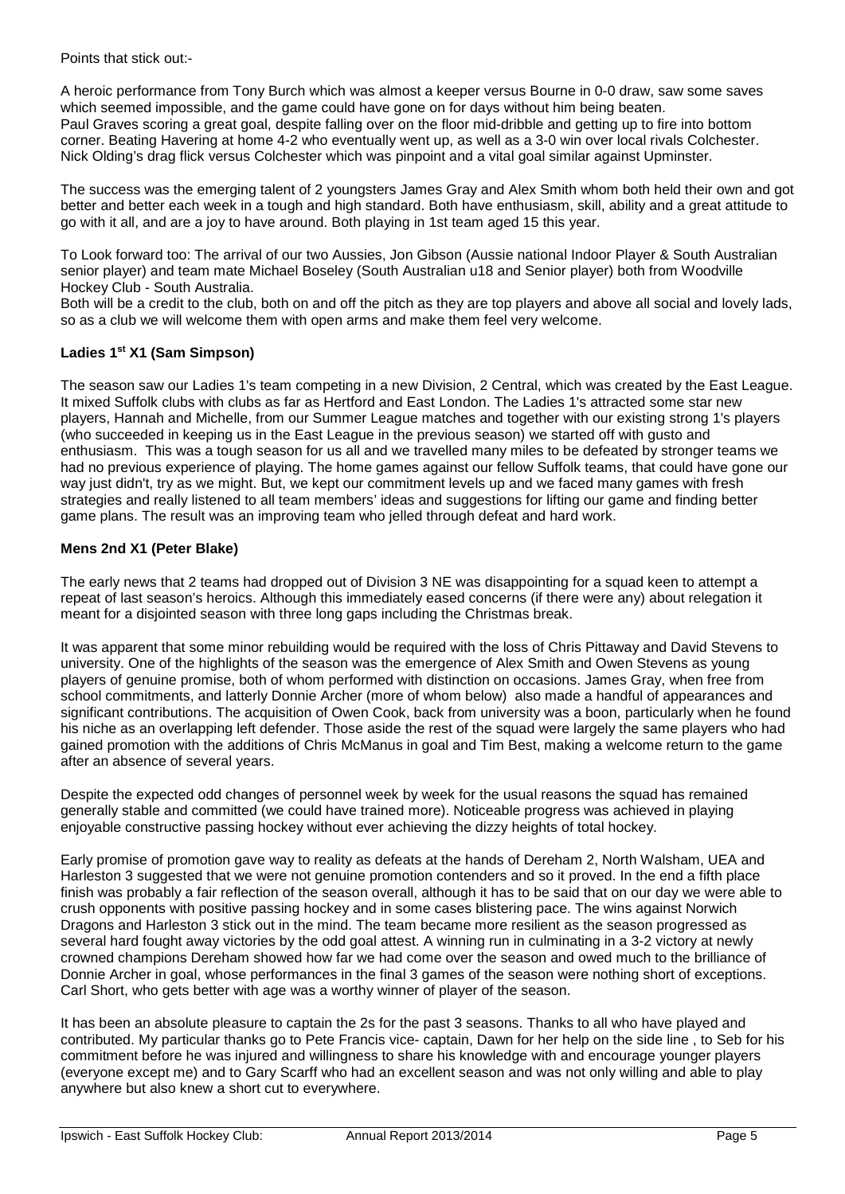Points that stick out:-

A heroic performance from Tony Burch which was almost a keeper versus Bourne in 0-0 draw, saw some saves which seemed impossible, and the game could have gone on for days without him being beaten.
Paul Graves scoring a great goal, despite falling over on the floor mid-dribble and getting up to fire into bottom corner. Beating Havering at home 4-2 who eventually went up, as well as a 3-0 win over local rivals Colchester. Nick Olding's drag flick versus Colchester which was pinpoint and a vital goal similar against Upminster.

The success was the emerging talent of 2 youngsters James Gray and Alex Smith whom both held their own and got better and better each week in a tough and high standard. Both have enthusiasm, skill, ability and a great attitude to go with it all, and are a joy to have around. Both playing in 1st team aged 15 this year.

To Look forward too: The arrival of our two Aussies, Jon Gibson (Aussie national Indoor Player & South Australian senior player) and team mate Michael Boseley (South Australian u18 and Senior player) both from Woodville Hockey Club - South Australia.
Both will be a credit to the club, both on and off the pitch as they are top players and above all social and lovely lads, so as a club we will welcome them with open arms and make them feel very welcome.

### Ladies 1st X1 (Sam Simpson)

The season saw our Ladies 1's team competing in a new Division, 2 Central, which was created by the East League. It mixed Suffolk clubs with clubs as far as Hertford and East London. The Ladies 1's attracted some star new players, Hannah and Michelle, from our Summer League matches and together with our existing strong 1's players (who succeeded in keeping us in the East League in the previous season) we started off with gusto and enthusiasm. This was a tough season for us all and we travelled many miles to be defeated by stronger teams we had no previous experience of playing. The home games against our fellow Suffolk teams, that could have gone our way just didn't, try as we might. But, we kept our commitment levels up and we faced many games with fresh strategies and really listened to all team members' ideas and suggestions for lifting our game and finding better game plans. The result was an improving team who jelled through defeat and hard work.

### Mens 2nd X1 (Peter Blake)

The early news that 2 teams had dropped out of Division 3 NE was disappointing for a squad keen to attempt a repeat of last season's heroics. Although this immediately eased concerns (if there were any) about relegation it meant for a disjointed season with three long gaps including the Christmas break.

It was apparent that some minor rebuilding would be required with the loss of Chris Pittaway and David Stevens to university. One of the highlights of the season was the emergence of Alex Smith and Owen Stevens as young players of genuine promise, both of whom performed with distinction on occasions. James Gray, when free from school commitments, and latterly Donnie Archer (more of whom below) also made a handful of appearances and significant contributions. The acquisition of Owen Cook, back from university was a boon, particularly when he found his niche as an overlapping left defender. Those aside the rest of the squad were largely the same players who had gained promotion with the additions of Chris McManus in goal and Tim Best, making a welcome return to the game after an absence of several years.

Despite the expected odd changes of personnel week by week for the usual reasons the squad has remained generally stable and committed (we could have trained more). Noticeable progress was achieved in playing enjoyable constructive passing hockey without ever achieving the dizzy heights of total hockey.

Early promise of promotion gave way to reality as defeats at the hands of Dereham 2, North Walsham, UEA and Harleston 3 suggested that we were not genuine promotion contenders and so it proved. In the end a fifth place finish was probably a fair reflection of the season overall, although it has to be said that on our day we were able to crush opponents with positive passing hockey and in some cases blistering pace. The wins against Norwich Dragons and Harleston 3 stick out in the mind. The team became more resilient as the season progressed as several hard fought away victories by the odd goal attest. A winning run in culminating in a 3-2 victory at newly crowned champions Dereham showed how far we had come over the season and owed much to the brilliance of Donnie Archer in goal, whose performances in the final 3 games of the season were nothing short of exceptions. Carl Short, who gets better with age was a worthy winner of player of the season.

It has been an absolute pleasure to captain the 2s for the past 3 seasons. Thanks to all who have played and contributed. My particular thanks go to Pete Francis vice- captain, Dawn for her help on the side line , to Seb for his commitment before he was injured and willingness to share his knowledge with and encourage younger players (everyone except me) and to Gary Scarff who had an excellent season and was not only willing and able to play anywhere but also knew a short cut to everywhere.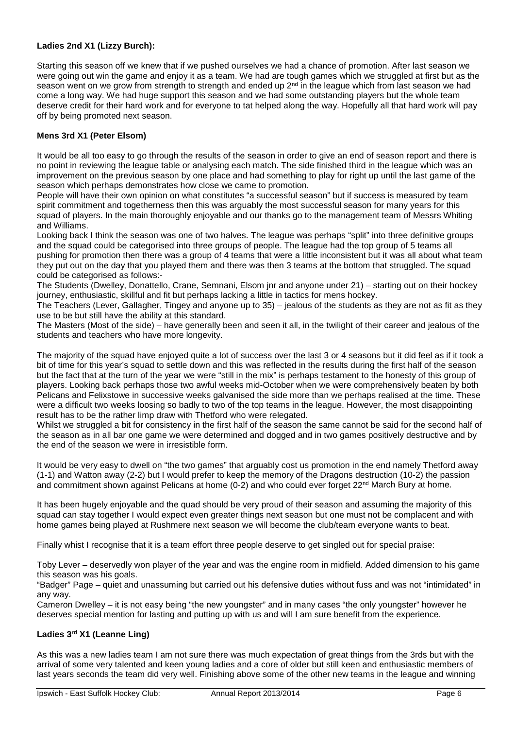### Ladies 2nd X1 (Lizzy Burch):

Starting this season off we knew that if we pushed ourselves we had a chance of promotion. After last season we were going out win the game and enjoy it as a team. We had are tough games which we struggled at first but as the season went on we grow from strength to strength and ended up 2nd in the league which from last season we had come a long way. We had huge support this season and we had some outstanding players but the whole team deserve credit for their hard work and for everyone to tat helped along the way. Hopefully all that hard work will pay off by being promoted next season.

### Mens 3rd X1 (Peter Elsom)

It would be all too easy to go through the results of the season in order to give an end of season report and there is no point in reviewing the league table or analysing each match. The side finished third in the league which was an improvement on the previous season by one place and had something to play for right up until the last game of the season which perhaps demonstrates how close we came to promotion.

People will have their own opinion on what constitutes "a successful season" but if success is measured by team spirit commitment and togetherness then this was arguably the most successful season for many years for this squad of players. In the main thoroughly enjoyable and our thanks go to the management team of Messrs Whiting and Williams.

Looking back I think the season was one of two halves. The league was perhaps "split" into three definitive groups and the squad could be categorised into three groups of people. The league had the top group of 5 teams all pushing for promotion then there was a group of 4 teams that were a little inconsistent but it was all about what team they put out on the day that you played them and there was then 3 teams at the bottom that struggled. The squad could be categorised as follows:-

The Students (Dwelley, Donattello, Crane, Semnani, Elsom jnr and anyone under 21) – starting out on their hockey journey, enthusiastic, skillful and fit but perhaps lacking a little in tactics for mens hockey.

The Teachers (Lever, Gallagher, Tingey and anyone up to 35) – jealous of the students as they are not as fit as they use to be but still have the ability at this standard.

The Masters (Most of the side) – have generally been and seen it all, in the twilight of their career and jealous of the students and teachers who have more longevity.

The majority of the squad have enjoyed quite a lot of success over the last 3 or 4 seasons but it did feel as if it took a bit of time for this year's squad to settle down and this was reflected in the results during the first half of the season but the fact that at the turn of the year we were "still in the mix" is perhaps testament to the honesty of this group of players. Looking back perhaps those two awful weeks mid-October when we were comprehensively beaten by both Pelicans and Felixstowe in successive weeks galvanised the side more than we perhaps realised at the time. These were a difficult two weeks loosing so badly to two of the top teams in the league. However, the most disappointing result has to be the rather limp draw with Thetford who were relegated.

Whilst we struggled a bit for consistency in the first half of the season the same cannot be said for the second half of the season as in all bar one game we were determined and dogged and in two games positively destructive and by the end of the season we were in irresistible form.

It would be very easy to dwell on "the two games" that arguably cost us promotion in the end namely Thetford away (1-1) and Watton away (2-2) but I would prefer to keep the memory of the Dragons destruction (10-2) the passion and commitment shown against Pelicans at home (0-2) and who could ever forget 22nd March Bury at home.

It has been hugely enjoyable and the quad should be very proud of their season and assuming the majority of this squad can stay together I would expect even greater things next season but one must not be complacent and with home games being played at Rushmere next season we will become the club/team everyone wants to beat.

Finally whist I recognise that it is a team effort three people deserve to get singled out for special praise:

Toby Lever – deservedly won player of the year and was the engine room in midfield. Added dimension to his game this season was his goals.

"Badger" Page – quiet and unassuming but carried out his defensive duties without fuss and was not "intimidated" in any way.

Cameron Dwelley – it is not easy being "the new youngster" and in many cases "the only youngster" however he deserves special mention for lasting and putting up with us and will I am sure benefit from the experience.

### Ladies 3rd X1 (Leanne Ling)

As this was a new ladies team I am not sure there was much expectation of great things from the 3rds but with the arrival of some very talented and keen young ladies and a core of older but still keen and enthusiastic members of last years seconds the team did very well. Finishing above some of the other new teams in the league and winning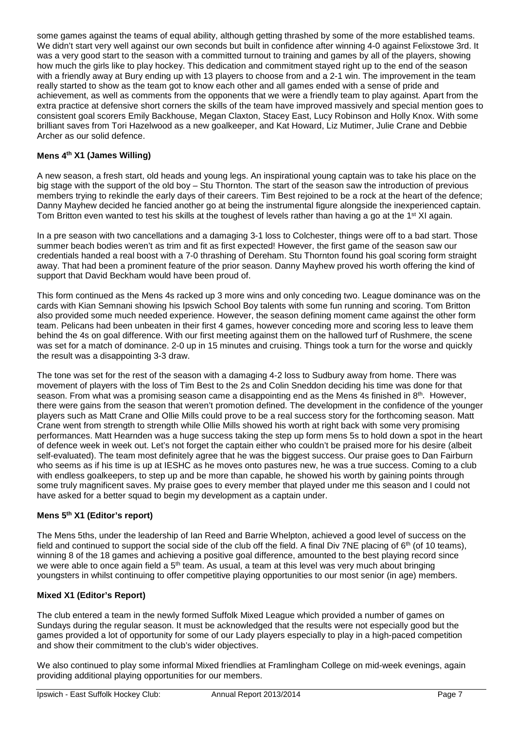some games against the teams of equal ability, although getting thrashed by some of the more established teams. We didn't start very well against our own seconds but built in confidence after winning 4-0 against Felixstowe 3rd. It was a very good start to the season with a committed turnout to training and games by all of the players, showing how much the girls like to play hockey. This dedication and commitment stayed right up to the end of the season with a friendly away at Bury ending up with 13 players to choose from and a 2-1 win. The improvement in the team really started to show as the team got to know each other and all games ended with a sense of pride and achievement, as well as comments from the opponents that we were a friendly team to play against. Apart from the extra practice at defensive short corners the skills of the team have improved massively and special mention goes to consistent goal scorers Emily Backhouse, Megan Claxton, Stacey East, Lucy Robinson and Holly Knox. With some brilliant saves from Tori Hazelwood as a new goalkeeper, and Kat Howard, Liz Mutimer, Julie Crane and Debbie Archer as our solid defence.

### Mens 4th X1 (James Willing)

A new season, a fresh start, old heads and young legs. An inspirational young captain was to take his place on the big stage with the support of the old boy – Stu Thornton. The start of the season saw the introduction of previous members trying to rekindle the early days of their careers. Tim Best rejoined to be a rock at the heart of the defence; Danny Mayhew decided he fancied another go at being the instrumental figure alongside the inexperienced captain. Tom Britton even wanted to test his skills at the toughest of levels rather than having a go at the 1st XI again.

In a pre season with two cancellations and a damaging 3-1 loss to Colchester, things were off to a bad start. Those summer beach bodies weren't as trim and fit as first expected! However, the first game of the season saw our credentials handed a real boost with a 7-0 thrashing of Dereham. Stu Thornton found his goal scoring form straight away. That had been a prominent feature of the prior season. Danny Mayhew proved his worth offering the kind of support that David Beckham would have been proud of.

This form continued as the Mens 4s racked up 3 more wins and only conceding two. League dominance was on the cards with Kian Semnani showing his Ipswich School Boy talents with some fun running and scoring. Tom Britton also provided some much needed experience. However, the season defining moment came against the other form team. Pelicans had been unbeaten in their first 4 games, however conceding more and scoring less to leave them behind the 4s on goal difference. With our first meeting against them on the hallowed turf of Rushmere, the scene was set for a match of dominance. 2-0 up in 15 minutes and cruising. Things took a turn for the worse and quickly the result was a disappointing 3-3 draw.

The tone was set for the rest of the season with a damaging 4-2 loss to Sudbury away from home. There was movement of players with the loss of Tim Best to the 2s and Colin Sneddon deciding his time was done for that season. From what was a promising season came a disappointing end as the Mens 4s finished in 8th. However, there were gains from the season that weren't promotion defined. The development in the confidence of the younger players such as Matt Crane and Ollie Mills could prove to be a real success story for the forthcoming season. Matt Crane went from strength to strength while Ollie Mills showed his worth at right back with some very promising performances. Matt Hearnden was a huge success taking the step up form mens 5s to hold down a spot in the heart of defence week in week out. Let's not forget the captain either who couldn't be praised more for his desire (albeit self-evaluated). The team most definitely agree that he was the biggest success. Our praise goes to Dan Fairburn who seems as if his time is up at IESHC as he moves onto pastures new, he was a true success. Coming to a club with endless goalkeepers, to step up and be more than capable, he showed his worth by gaining points through some truly magnificent saves. My praise goes to every member that played under me this season and I could not have asked for a better squad to begin my development as a captain under.

### Mens 5th X1 (Editor's report)

The Mens 5ths, under the leadership of Ian Reed and Barrie Whelpton, achieved a good level of success on the field and continued to support the social side of the club off the field. A final Div 7NE placing of 6th (of 10 teams), winning 8 of the 18 games and achieving a positive goal difference, amounted to the best playing record since we were able to once again field a 5th team. As usual, a team at this level was very much about bringing youngsters in whilst continuing to offer competitive playing opportunities to our most senior (in age) members.

### Mixed X1 (Editor's Report)

The club entered a team in the newly formed Suffolk Mixed League which provided a number of games on Sundays during the regular season. It must be acknowledged that the results were not especially good but the games provided a lot of opportunity for some of our Lady players especially to play in a high-paced competition and show their commitment to the club's wider objectives.

We also continued to play some informal Mixed friendlies at Framlingham College on mid-week evenings, again providing additional playing opportunities for our members.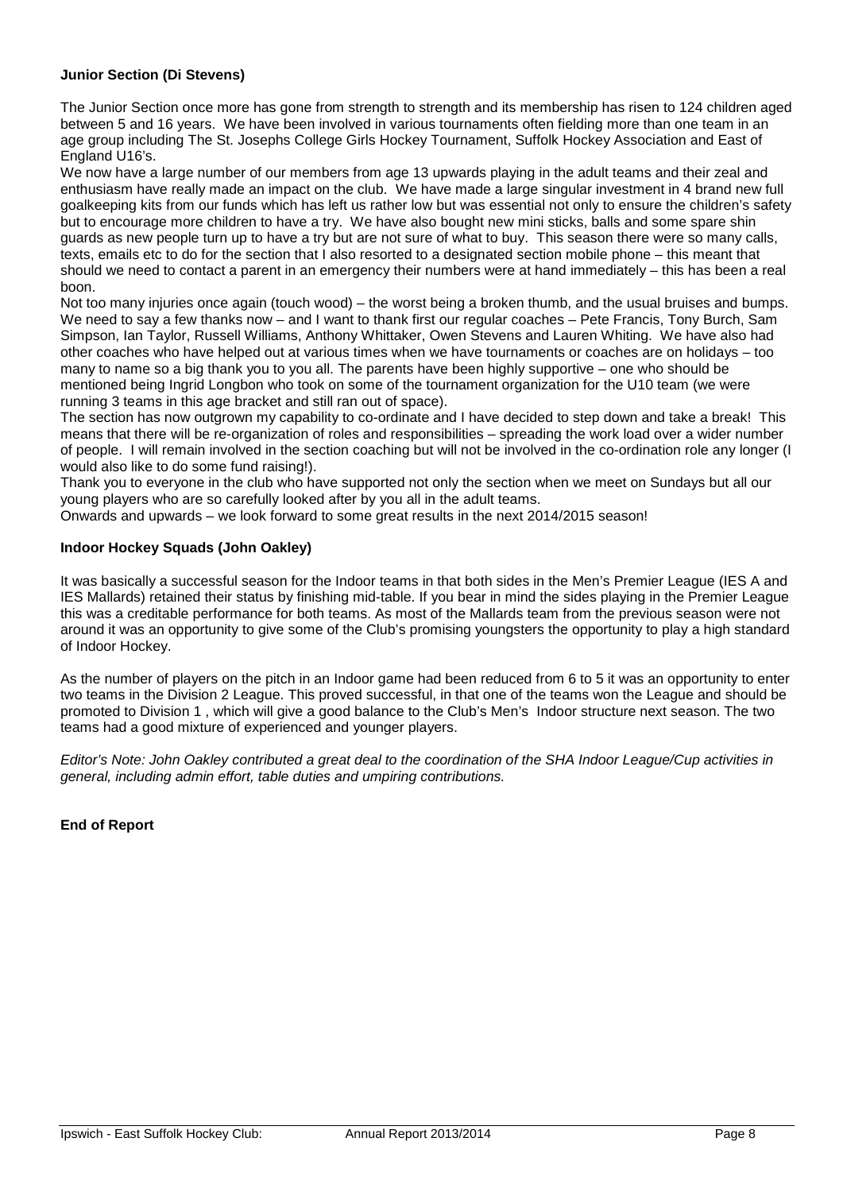**Junior Section (Di Stevens)**

The Junior Section once more has gone from strength to strength and its membership has risen to 124 children aged between 5 and 16 years. We have been involved in various tournaments often fielding more than one team in an age group including The St. Josephs College Girls Hockey Tournament, Suffolk Hockey Association and East of England U16's.

We now have a large number of our members from age 13 upwards playing in the adult teams and their zeal and enthusiasm have really made an impact on the club. We have made a large singular investment in 4 brand new full goalkeeping kits from our funds which has left us rather low but was essential not only to ensure the children's safety but to encourage more children to have a try. We have also bought new mini sticks, balls and some spare shin guards as new people turn up to have a try but are not sure of what to buy. This season there were so many calls, texts, emails etc to do for the section that I also resorted to a designated section mobile phone – this meant that should we need to contact a parent in an emergency their numbers were at hand immediately – this has been a real boon.

Not too many injuries once again (touch wood) – the worst being a broken thumb, and the usual bruises and bumps. We need to say a few thanks now – and I want to thank first our regular coaches – Pete Francis, Tony Burch, Sam Simpson, Ian Taylor, Russell Williams, Anthony Whittaker, Owen Stevens and Lauren Whiting. We have also had other coaches who have helped out at various times when we have tournaments or coaches are on holidays – too many to name so a big thank you to you all. The parents have been highly supportive – one who should be mentioned being Ingrid Longbon who took on some of the tournament organization for the U10 team (we were running 3 teams in this age bracket and still ran out of space).

The section has now outgrown my capability to co-ordinate and I have decided to step down and take a break! This means that there will be re-organization of roles and responsibilities – spreading the work load over a wider number of people. I will remain involved in the section coaching but will not be involved in the co-ordination role any longer (I would also like to do some fund raising!).

Thank you to everyone in the club who have supported not only the section when we meet on Sundays but all our young players who are so carefully looked after by you all in the adult teams.

Onwards and upwards – we look forward to some great results in the next 2014/2015 season!

**Indoor Hockey Squads (John Oakley)**

It was basically a successful season for the Indoor teams in that both sides in the Men's Premier League (IES A and IES Mallards) retained their status by finishing mid-table. If you bear in mind the sides playing in the Premier League this was a creditable performance for both teams. As most of the Mallards team from the previous season were not around it was an opportunity to give some of the Club's promising youngsters the opportunity to play a high standard of Indoor Hockey.

As the number of players on the pitch in an Indoor game had been reduced from 6 to 5 it was an opportunity to enter two teams in the Division 2 League. This proved successful, in that one of the teams won the League and should be promoted to Division 1 , which will give a good balance to the Club's Men's Indoor structure next season. The two teams had a good mixture of experienced and younger players.

*Editor's Note: John Oakley contributed a great deal to the coordination of the SHA Indoor League/Cup activities in general, including admin effort, table duties and umpiring contributions.*

**End of Report**